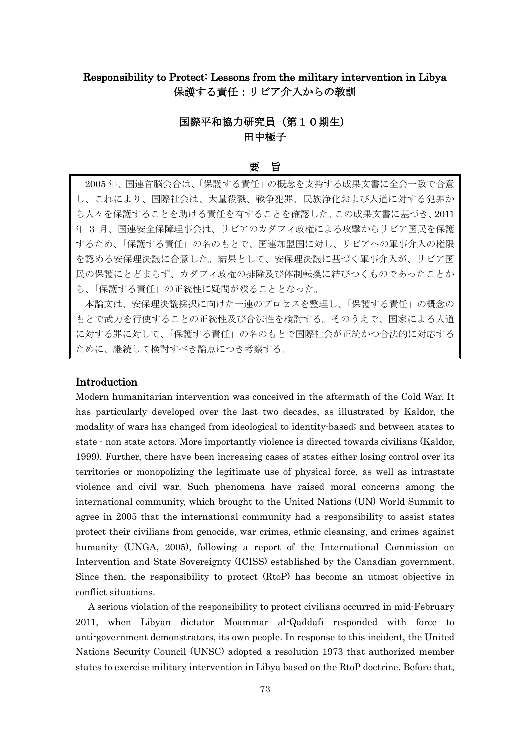# Responsibility to Protect: Lessons from the military intervention in Libya
# 保護する責任：リビア介入からの教訓

国際平和協力研究員（第１０期生）
田中極子

## 要　旨

2005 年、国連首脳会合は、「保護する責任」の概念を支持する成果文書に全会一致で合意し、これにより、国際社会は、大量殺戮、戦争犯罪、民族浄化および人道に対する犯罪から人々を保護することを助ける責任を有することを確認した。この成果文書に基づき、2011 年 3 月、国連安全保障理事会は、リビアのカダフィ政権による攻撃からリビア国民を保護するため、「保護する責任」の名のもとで、国連加盟国に対し、リビアへの軍事介入の権限を認める安保理決議に合意した。結果として、安保理決議に基づく軍事介入が、リビア国民の保護にとどまらず、カダフィ政権の排除及び体制転換に結びつくものであったことから、「保護する責任」の正統性に疑問が残ることとなった。

本論文は、安保理決議採択に向けた一連のプロセスを整理し、「保護する責任」の概念のもとで武力を行使することの正統性及び合法性を検討する。そのうえで、国家による人道に対する罪に対して、「保護する責任」の名のもとで国際社会が正統かつ合法的に対応するために、継続して検討すべき論点につき考察する。

## Introduction

Modern humanitarian intervention was conceived in the aftermath of the Cold War. It has particularly developed over the last two decades, as illustrated by Kaldor, the modality of wars has changed from ideological to identity-based; and between states to state - non state actors. More importantly violence is directed towards civilians (Kaldor, 1999). Further, there have been increasing cases of states either losing control over its territories or monopolizing the legitimate use of physical force, as well as intrastate violence and civil war. Such phenomena have raised moral concerns among the international community, which brought to the United Nations (UN) World Summit to agree in 2005 that the international community had a responsibility to assist states protect their civilians from genocide, war crimes, ethnic cleansing, and crimes against humanity (UNGA, 2005), following a report of the International Commission on Intervention and State Sovereignty (ICISS) established by the Canadian government. Since then, the responsibility to protect (RtoP) has become an utmost objective in conflict situations.

A serious violation of the responsibility to protect civilians occurred in mid-February 2011, when Libyan dictator Moammar al-Qaddafi responded with force to anti-government demonstrators, its own people. In response to this incident, the United Nations Security Council (UNSC) adopted a resolution 1973 that authorized member states to exercise military intervention in Libya based on the RtoP doctrine. Before that,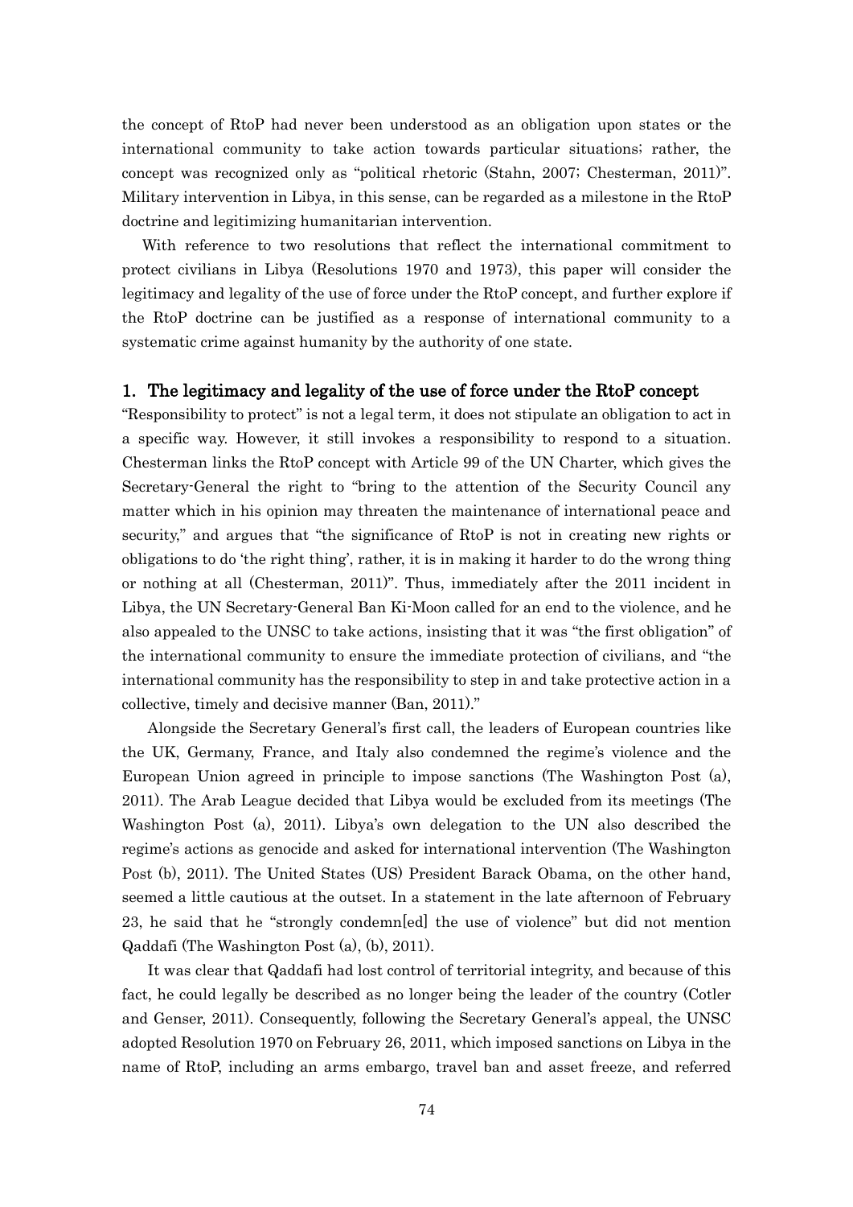the concept of RtoP had never been understood as an obligation upon states or the international community to take action towards particular situations; rather, the concept was recognized only as "political rhetoric (Stahn, 2007; Chesterman, 2011)". Military intervention in Libya, in this sense, can be regarded as a milestone in the RtoP doctrine and legitimizing humanitarian intervention.

With reference to two resolutions that reflect the international commitment to protect civilians in Libya (Resolutions 1970 and 1973), this paper will consider the legitimacy and legality of the use of force under the RtoP concept, and further explore if the RtoP doctrine can be justified as a response of international community to a systematic crime against humanity by the authority of one state.

## 1. The legitimacy and legality of the use of force under the RtoP concept

"Responsibility to protect" is not a legal term, it does not stipulate an obligation to act in a specific way. However, it still invokes a responsibility to respond to a situation. Chesterman links the RtoP concept with Article 99 of the UN Charter, which gives the Secretary-General the right to "bring to the attention of the Security Council any matter which in his opinion may threaten the maintenance of international peace and security," and argues that "the significance of RtoP is not in creating new rights or obligations to do 'the right thing', rather, it is in making it harder to do the wrong thing or nothing at all (Chesterman, 2011)". Thus, immediately after the 2011 incident in Libya, the UN Secretary-General Ban Ki-Moon called for an end to the violence, and he also appealed to the UNSC to take actions, insisting that it was "the first obligation" of the international community to ensure the immediate protection of civilians, and "the international community has the responsibility to step in and take protective action in a collective, timely and decisive manner (Ban, 2011)."

Alongside the Secretary General's first call, the leaders of European countries like the UK, Germany, France, and Italy also condemned the regime's violence and the European Union agreed in principle to impose sanctions (The Washington Post (a), 2011). The Arab League decided that Libya would be excluded from its meetings (The Washington Post (a), 2011). Libya's own delegation to the UN also described the regime's actions as genocide and asked for international intervention (The Washington Post (b), 2011). The United States (US) President Barack Obama, on the other hand, seemed a little cautious at the outset. In a statement in the late afternoon of February 23, he said that he "strongly condemn[ed] the use of violence" but did not mention Qaddafi (The Washington Post (a), (b), 2011).

It was clear that Qaddafi had lost control of territorial integrity, and because of this fact, he could legally be described as no longer being the leader of the country (Cotler and Genser, 2011). Consequently, following the Secretary General's appeal, the UNSC adopted Resolution 1970 on February 26, 2011, which imposed sanctions on Libya in the name of RtoP, including an arms embargo, travel ban and asset freeze, and referred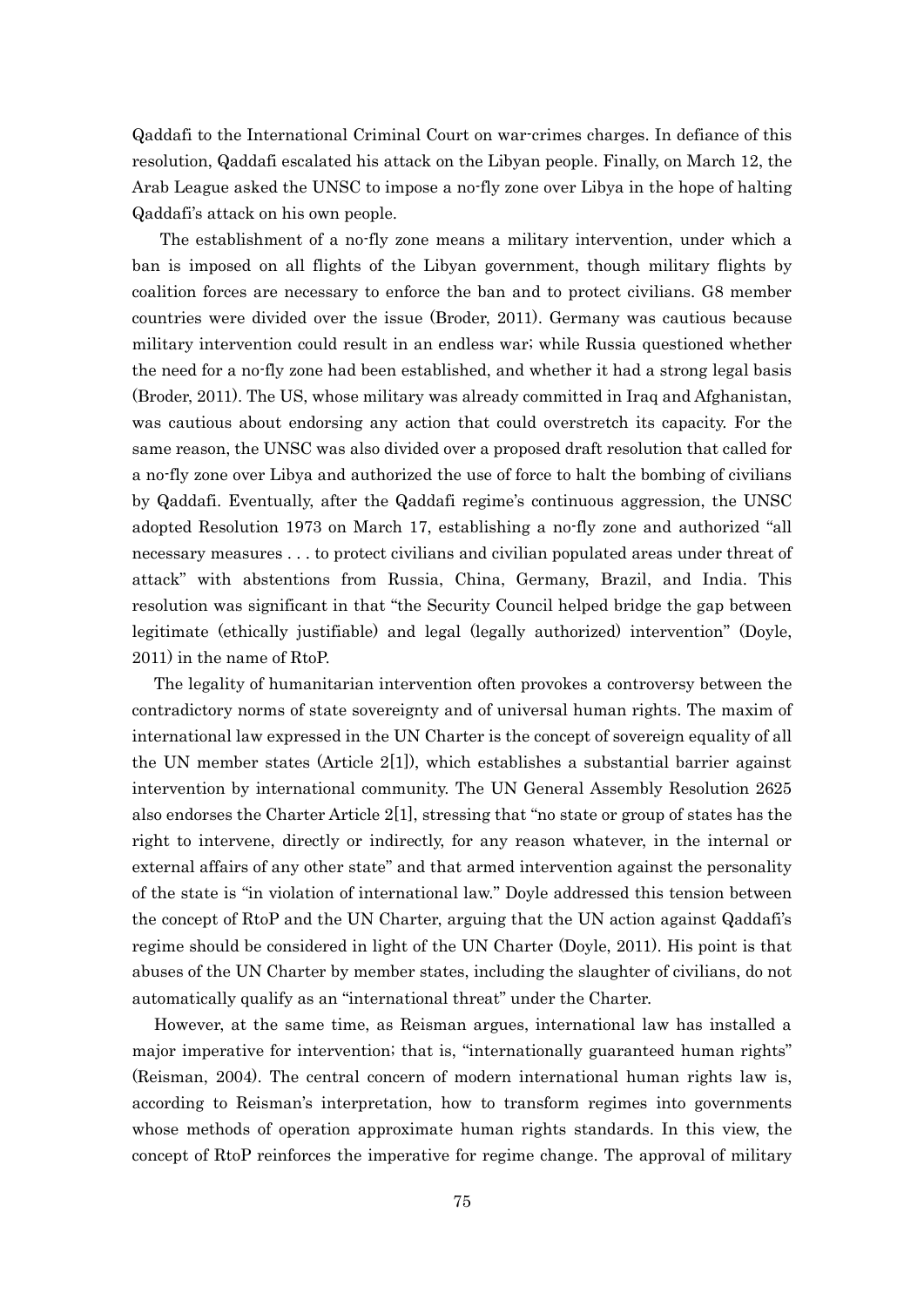Qaddafi to the International Criminal Court on war-crimes charges. In defiance of this resolution, Qaddafi escalated his attack on the Libyan people. Finally, on March 12, the Arab League asked the UNSC to impose a no-fly zone over Libya in the hope of halting Qaddafi's attack on his own people.

The establishment of a no-fly zone means a military intervention, under which a ban is imposed on all flights of the Libyan government, though military flights by coalition forces are necessary to enforce the ban and to protect civilians. G8 member countries were divided over the issue (Broder, 2011). Germany was cautious because military intervention could result in an endless war; while Russia questioned whether the need for a no-fly zone had been established, and whether it had a strong legal basis (Broder, 2011). The US, whose military was already committed in Iraq and Afghanistan, was cautious about endorsing any action that could overstretch its capacity. For the same reason, the UNSC was also divided over a proposed draft resolution that called for a no-fly zone over Libya and authorized the use of force to halt the bombing of civilians by Qaddafi. Eventually, after the Qaddafi regime's continuous aggression, the UNSC adopted Resolution 1973 on March 17, establishing a no-fly zone and authorized "all necessary measures . . . to protect civilians and civilian populated areas under threat of attack" with abstentions from Russia, China, Germany, Brazil, and India. This resolution was significant in that "the Security Council helped bridge the gap between legitimate (ethically justifiable) and legal (legally authorized) intervention" (Doyle, 2011) in the name of RtoP.

The legality of humanitarian intervention often provokes a controversy between the contradictory norms of state sovereignty and of universal human rights. The maxim of international law expressed in the UN Charter is the concept of sovereign equality of all the UN member states (Article 2[1]), which establishes a substantial barrier against intervention by international community. The UN General Assembly Resolution 2625 also endorses the Charter Article 2[1], stressing that "no state or group of states has the right to intervene, directly or indirectly, for any reason whatever, in the internal or external affairs of any other state" and that armed intervention against the personality of the state is "in violation of international law." Doyle addressed this tension between the concept of RtoP and the UN Charter, arguing that the UN action against Qaddafi's regime should be considered in light of the UN Charter (Doyle, 2011). His point is that abuses of the UN Charter by member states, including the slaughter of civilians, do not automatically qualify as an "international threat" under the Charter.

However, at the same time, as Reisman argues, international law has installed a major imperative for intervention; that is, "internationally guaranteed human rights" (Reisman, 2004). The central concern of modern international human rights law is, according to Reisman's interpretation, how to transform regimes into governments whose methods of operation approximate human rights standards. In this view, the concept of RtoP reinforces the imperative for regime change. The approval of military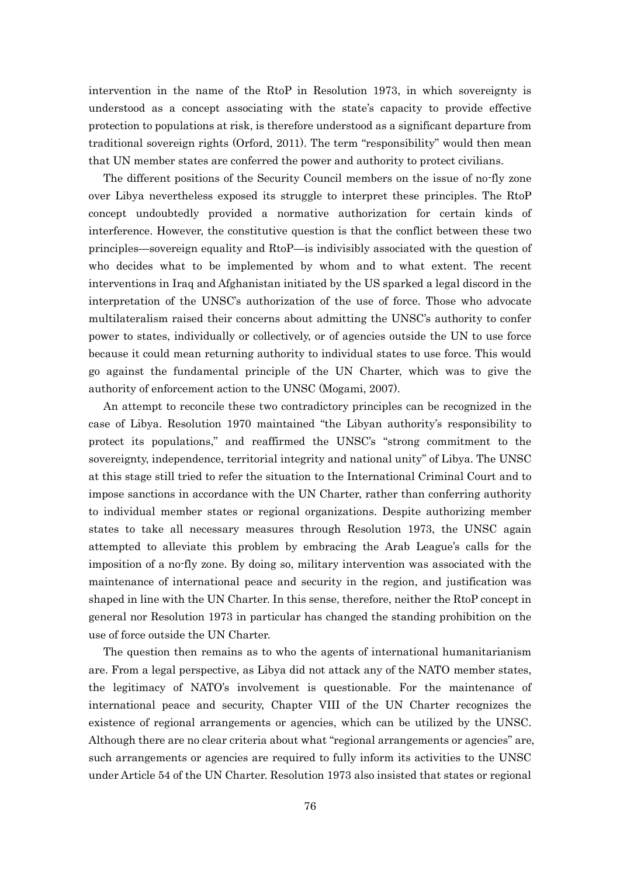intervention in the name of the RtoP in Resolution 1973, in which sovereignty is understood as a concept associating with the state's capacity to provide effective protection to populations at risk, is therefore understood as a significant departure from traditional sovereign rights (Orford, 2011). The term "responsibility" would then mean that UN member states are conferred the power and authority to protect civilians.

The different positions of the Security Council members on the issue of no-fly zone over Libya nevertheless exposed its struggle to interpret these principles. The RtoP concept undoubtedly provided a normative authorization for certain kinds of interference. However, the constitutive question is that the conflict between these two principles—sovereign equality and RtoP—is indivisibly associated with the question of who decides what to be implemented by whom and to what extent. The recent interventions in Iraq and Afghanistan initiated by the US sparked a legal discord in the interpretation of the UNSC's authorization of the use of force. Those who advocate multilateralism raised their concerns about admitting the UNSC's authority to confer power to states, individually or collectively, or of agencies outside the UN to use force because it could mean returning authority to individual states to use force. This would go against the fundamental principle of the UN Charter, which was to give the authority of enforcement action to the UNSC (Mogami, 2007).

An attempt to reconcile these two contradictory principles can be recognized in the case of Libya. Resolution 1970 maintained "the Libyan authority's responsibility to protect its populations," and reaffirmed the UNSC's "strong commitment to the sovereignty, independence, territorial integrity and national unity" of Libya. The UNSC at this stage still tried to refer the situation to the International Criminal Court and to impose sanctions in accordance with the UN Charter, rather than conferring authority to individual member states or regional organizations. Despite authorizing member states to take all necessary measures through Resolution 1973, the UNSC again attempted to alleviate this problem by embracing the Arab League's calls for the imposition of a no-fly zone. By doing so, military intervention was associated with the maintenance of international peace and security in the region, and justification was shaped in line with the UN Charter. In this sense, therefore, neither the RtoP concept in general nor Resolution 1973 in particular has changed the standing prohibition on the use of force outside the UN Charter.

The question then remains as to who the agents of international humanitarianism are. From a legal perspective, as Libya did not attack any of the NATO member states, the legitimacy of NATO's involvement is questionable. For the maintenance of international peace and security, Chapter VIII of the UN Charter recognizes the existence of regional arrangements or agencies, which can be utilized by the UNSC. Although there are no clear criteria about what "regional arrangements or agencies" are, such arrangements or agencies are required to fully inform its activities to the UNSC under Article 54 of the UN Charter. Resolution 1973 also insisted that states or regional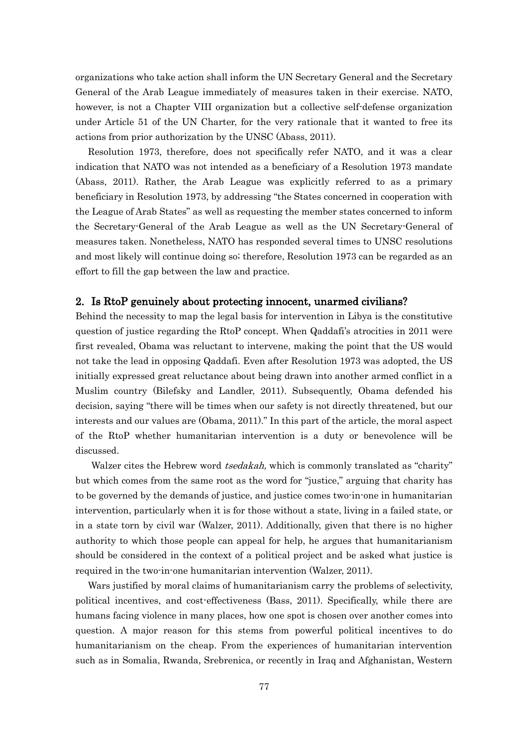organizations who take action shall inform the UN Secretary General and the Secretary General of the Arab League immediately of measures taken in their exercise. NATO, however, is not a Chapter VIII organization but a collective self-defense organization under Article 51 of the UN Charter, for the very rationale that it wanted to free its actions from prior authorization by the UNSC (Abass, 2011).

Resolution 1973, therefore, does not specifically refer NATO, and it was a clear indication that NATO was not intended as a beneficiary of a Resolution 1973 mandate (Abass, 2011). Rather, the Arab League was explicitly referred to as a primary beneficiary in Resolution 1973, by addressing "the States concerned in cooperation with the League of Arab States" as well as requesting the member states concerned to inform the Secretary-General of the Arab League as well as the UN Secretary-General of measures taken. Nonetheless, NATO has responded several times to UNSC resolutions and most likely will continue doing so; therefore, Resolution 1973 can be regarded as an effort to fill the gap between the law and practice.

## 2. Is RtoP genuinely about protecting innocent, unarmed civilians?

Behind the necessity to map the legal basis for intervention in Libya is the constitutive question of justice regarding the RtoP concept. When Qaddafi's atrocities in 2011 were first revealed, Obama was reluctant to intervene, making the point that the US would not take the lead in opposing Qaddafi. Even after Resolution 1973 was adopted, the US initially expressed great reluctance about being drawn into another armed conflict in a Muslim country (Bilefsky and Landler, 2011). Subsequently, Obama defended his decision, saying "there will be times when our safety is not directly threatened, but our interests and our values are (Obama, 2011)." In this part of the article, the moral aspect of the RtoP whether humanitarian intervention is a duty or benevolence will be discussed.

Walzer cites the Hebrew word *tsedakah,* which is commonly translated as "charity" but which comes from the same root as the word for "justice," arguing that charity has to be governed by the demands of justice, and justice comes two-in-one in humanitarian intervention, particularly when it is for those without a state, living in a failed state, or in a state torn by civil war (Walzer, 2011). Additionally, given that there is no higher authority to which those people can appeal for help, he argues that humanitarianism should be considered in the context of a political project and be asked what justice is required in the two-in-one humanitarian intervention (Walzer, 2011).

Wars justified by moral claims of humanitarianism carry the problems of selectivity, political incentives, and cost-effectiveness (Bass, 2011). Specifically, while there are humans facing violence in many places, how one spot is chosen over another comes into question. A major reason for this stems from powerful political incentives to do humanitarianism on the cheap. From the experiences of humanitarian intervention such as in Somalia, Rwanda, Srebrenica, or recently in Iraq and Afghanistan, Western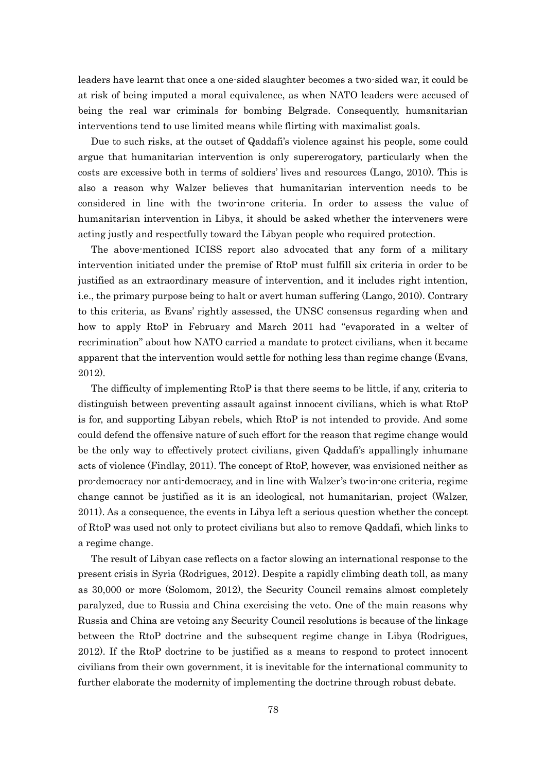leaders have learnt that once a one-sided slaughter becomes a two-sided war, it could be at risk of being imputed a moral equivalence, as when NATO leaders were accused of being the real war criminals for bombing Belgrade. Consequently, humanitarian interventions tend to use limited means while flirting with maximalist goals.

Due to such risks, at the outset of Qaddafi's violence against his people, some could argue that humanitarian intervention is only supererogatory, particularly when the costs are excessive both in terms of soldiers' lives and resources (Lango, 2010). This is also a reason why Walzer believes that humanitarian intervention needs to be considered in line with the two-in-one criteria. In order to assess the value of humanitarian intervention in Libya, it should be asked whether the interveners were acting justly and respectfully toward the Libyan people who required protection.

The above-mentioned ICISS report also advocated that any form of a military intervention initiated under the premise of RtoP must fulfill six criteria in order to be justified as an extraordinary measure of intervention, and it includes right intention, i.e., the primary purpose being to halt or avert human suffering (Lango, 2010). Contrary to this criteria, as Evans' rightly assessed, the UNSC consensus regarding when and how to apply RtoP in February and March 2011 had "evaporated in a welter of recrimination" about how NATO carried a mandate to protect civilians, when it became apparent that the intervention would settle for nothing less than regime change (Evans, 2012).

The difficulty of implementing RtoP is that there seems to be little, if any, criteria to distinguish between preventing assault against innocent civilians, which is what RtoP is for, and supporting Libyan rebels, which RtoP is not intended to provide. And some could defend the offensive nature of such effort for the reason that regime change would be the only way to effectively protect civilians, given Qaddafi's appallingly inhumane acts of violence (Findlay, 2011). The concept of RtoP, however, was envisioned neither as pro-democracy nor anti-democracy, and in line with Walzer's two-in-one criteria, regime change cannot be justified as it is an ideological, not humanitarian, project (Walzer, 2011). As a consequence, the events in Libya left a serious question whether the concept of RtoP was used not only to protect civilians but also to remove Qaddafi, which links to a regime change.

The result of Libyan case reflects on a factor slowing an international response to the present crisis in Syria (Rodrigues, 2012). Despite a rapidly climbing death toll, as many as 30,000 or more (Solomom, 2012), the Security Council remains almost completely paralyzed, due to Russia and China exercising the veto. One of the main reasons why Russia and China are vetoing any Security Council resolutions is because of the linkage between the RtoP doctrine and the subsequent regime change in Libya (Rodrigues, 2012). If the RtoP doctrine to be justified as a means to respond to protect innocent civilians from their own government, it is inevitable for the international community to further elaborate the modernity of implementing the doctrine through robust debate.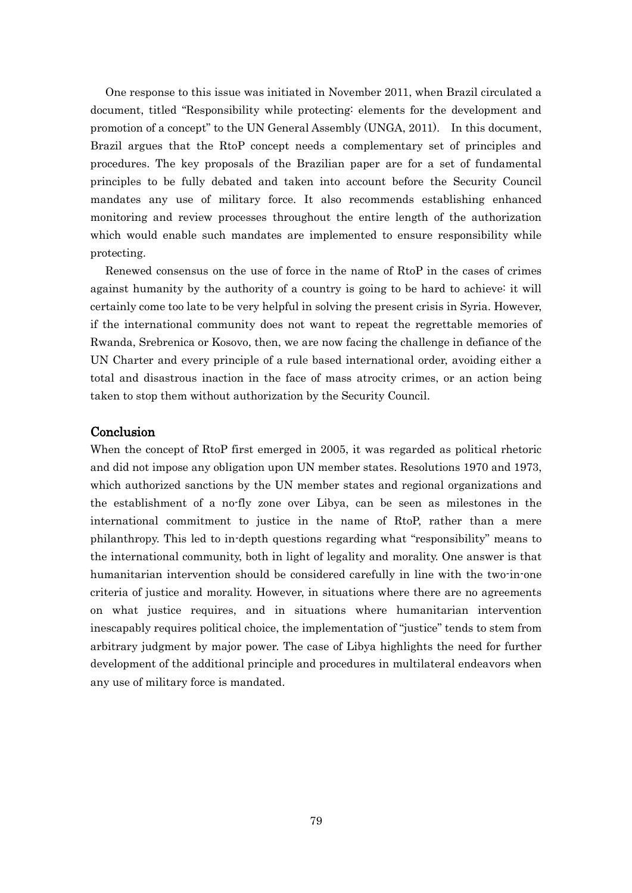One response to this issue was initiated in November 2011, when Brazil circulated a document, titled "Responsibility while protecting: elements for the development and promotion of a concept" to the UN General Assembly (UNGA, 2011). In this document, Brazil argues that the RtoP concept needs a complementary set of principles and procedures. The key proposals of the Brazilian paper are for a set of fundamental principles to be fully debated and taken into account before the Security Council mandates any use of military force. It also recommends establishing enhanced monitoring and review processes throughout the entire length of the authorization which would enable such mandates are implemented to ensure responsibility while protecting.

Renewed consensus on the use of force in the name of RtoP in the cases of crimes against humanity by the authority of a country is going to be hard to achieve: it will certainly come too late to be very helpful in solving the present crisis in Syria. However, if the international community does not want to repeat the regrettable memories of Rwanda, Srebrenica or Kosovo, then, we are now facing the challenge in defiance of the UN Charter and every principle of a rule based international order, avoiding either a total and disastrous inaction in the face of mass atrocity crimes, or an action being taken to stop them without authorization by the Security Council.

## Conclusion

When the concept of RtoP first emerged in 2005, it was regarded as political rhetoric and did not impose any obligation upon UN member states. Resolutions 1970 and 1973, which authorized sanctions by the UN member states and regional organizations and the establishment of a no-fly zone over Libya, can be seen as milestones in the international commitment to justice in the name of RtoP, rather than a mere philanthropy. This led to in-depth questions regarding what "responsibility" means to the international community, both in light of legality and morality. One answer is that humanitarian intervention should be considered carefully in line with the two-in-one criteria of justice and morality. However, in situations where there are no agreements on what justice requires, and in situations where humanitarian intervention inescapably requires political choice, the implementation of "justice" tends to stem from arbitrary judgment by major power. The case of Libya highlights the need for further development of the additional principle and procedures in multilateral endeavors when any use of military force is mandated.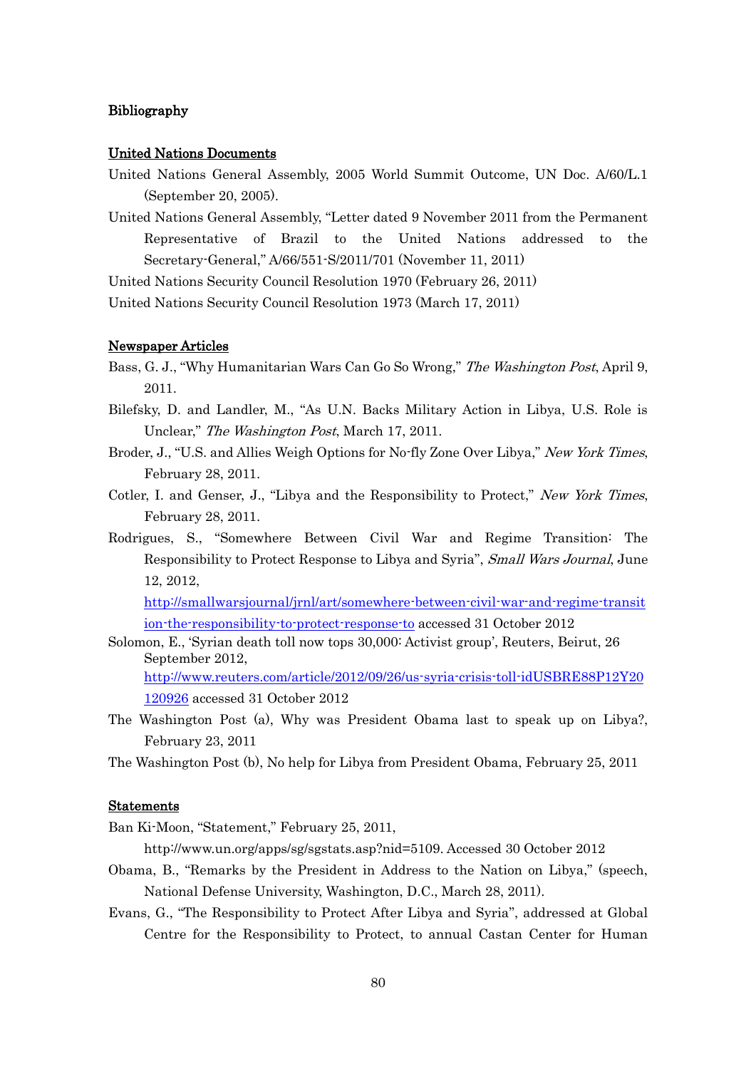# Bibliography

## United Nations Documents

United Nations General Assembly, 2005 World Summit Outcome, UN Doc. A/60/L.1 (September 20, 2005).

United Nations General Assembly, "Letter dated 9 November 2011 from the Permanent Representative of Brazil to the United Nations addressed to the Secretary-General," A/66/551-S/2011/701 (November 11, 2011)

United Nations Security Council Resolution 1970 (February 26, 2011)

United Nations Security Council Resolution 1973 (March 17, 2011)

## Newspaper Articles

Bass, G. J., "Why Humanitarian Wars Can Go So Wrong," *The Washington Post*, April 9, 2011.

Bilefsky, D. and Landler, M., "As U.N. Backs Military Action in Libya, U.S. Role is Unclear," *The Washington Post*, March 17, 2011.

Broder, J., "U.S. and Allies Weigh Options for No-fly Zone Over Libya," *New York Times*, February 28, 2011.

Cotler, I. and Genser, J., "Libya and the Responsibility to Protect," *New York Times*, February 28, 2011.

Rodrigues, S., "Somewhere Between Civil War and Regime Transition: The Responsibility to Protect Response to Libya and Syria", *Small Wars Journal*, June 12, 2012, http://smallwarsjournal/jrnl/art/somewhere-between-civil-war-and-regime-transition-the-responsibility-to-protect-response-to accessed 31 October 2012

Solomon, E., 'Syrian death toll now tops 30,000: Activist group', Reuters, Beirut, 26 September 2012, http://www.reuters.com/article/2012/09/26/us-syria-crisis-toll-idUSBRE88P12Y20120926 accessed 31 October 2012

The Washington Post (a), Why was President Obama last to speak up on Libya?, February 23, 2011

The Washington Post (b), No help for Libya from President Obama, February 25, 2011

## Statements

Ban Ki-Moon, "Statement," February 25, 2011, http://www.un.org/apps/sg/sgstats.asp?nid=5109. Accessed 30 October 2012

Obama, B., "Remarks by the President in Address to the Nation on Libya," (speech, National Defense University, Washington, D.C., March 28, 2011).

Evans, G., "The Responsibility to Protect After Libya and Syria", addressed at Global Centre for the Responsibility to Protect, to annual Castan Center for Human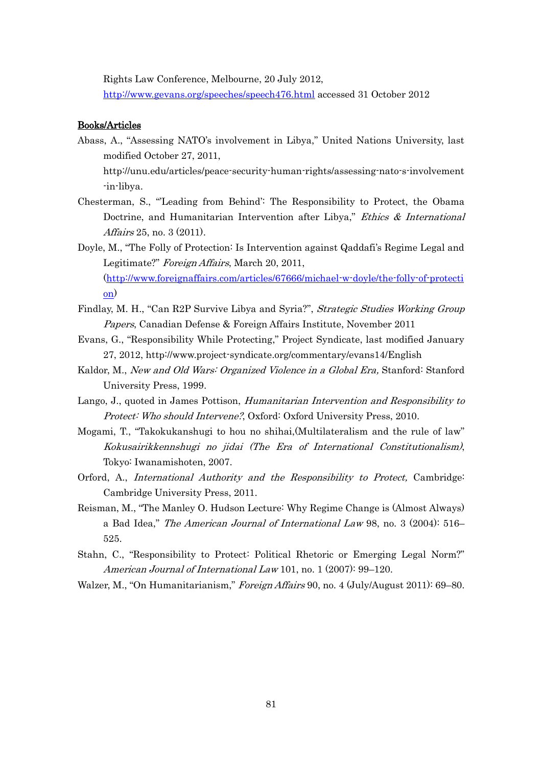Rights Law Conference, Melbourne, 20 July 2012, http://www.gevans.org/speeches/speech476.html accessed 31 October 2012

**Books/Articles**

Abass, A., "Assessing NATO's involvement in Libya," United Nations University, last modified October 27, 2011, http://unu.edu/articles/peace-security-human-rights/assessing-nato-s-involvement-in-libya.

Chesterman, S., "'Leading from Behind': The Responsibility to Protect, the Obama Doctrine, and Humanitarian Intervention after Libya," *Ethics & International Affairs* 25, no. 3 (2011).

Doyle, M., "The Folly of Protection: Is Intervention against Qaddafi's Regime Legal and Legitimate?" *Foreign Affairs*, March 20, 2011, (http://www.foreignaffairs.com/articles/67666/michael-w-doyle/the-folly-of-protection)

Findlay, M. H., "Can R2P Survive Libya and Syria?", *Strategic Studies Working Group Papers*, Canadian Defense & Foreign Affairs Institute, November 2011

Evans, G., "Responsibility While Protecting," Project Syndicate, last modified January 27, 2012, http://www.project-syndicate.org/commentary/evans14/English

Kaldor, M., *New and Old Wars: Organized Violence in a Global Era,* Stanford: Stanford University Press, 1999.

Lango, J., quoted in James Pottison, *Humanitarian Intervention and Responsibility to Protect: Who should Intervene?*, Oxford: Oxford University Press, 2010.

Mogami, T., "Takokukanshugi to hou no shihai,(Multilateralism and the rule of law" *Kokusairikkennshugi no jidai (The Era of International Constitutionalism)*, Tokyo: Iwanamishoten, 2007.

Orford, A., *International Authority and the Responsibility to Protect,* Cambridge: Cambridge University Press, 2011.

Reisman, M., "The Manley O. Hudson Lecture: Why Regime Change is (Almost Always) a Bad Idea," *The American Journal of International Law* 98, no. 3 (2004): 516–525.

Stahn, C., "Responsibility to Protect: Political Rhetoric or Emerging Legal Norm?" *American Journal of International Law* 101, no. 1 (2007): 99–120.

Walzer, M., "On Humanitarianism," *Foreign Affairs* 90, no. 4 (July/August 2011): 69–80.